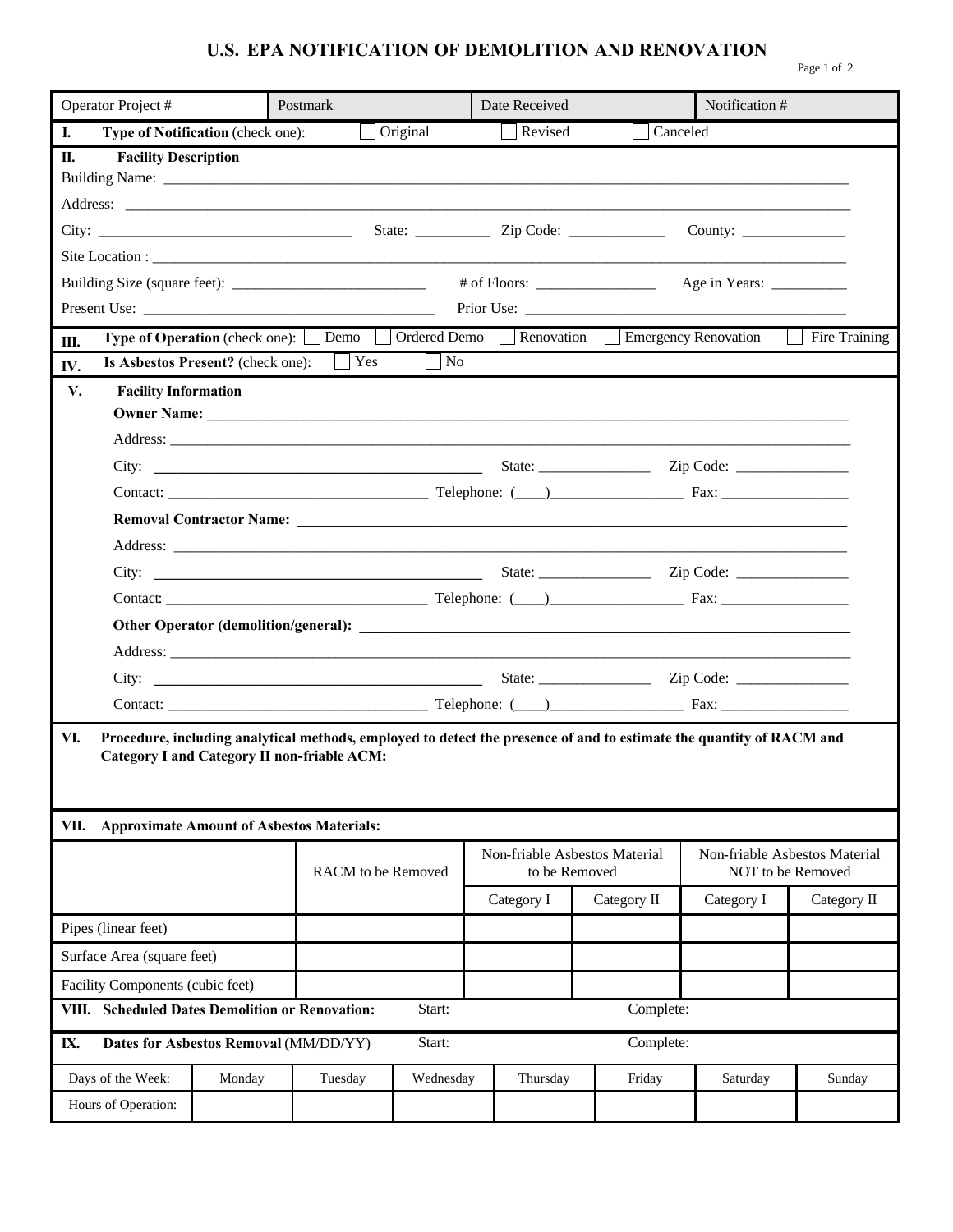# U.S. EPA NOTIFICATION OF DEMOLITION AND RENOVATION

| Operator Project # | Postmark | Date Received | Notification # |
|---|---|---|---|

**I. Type of Notification** (check one): ☐ Original ☐ Revised ☐ Canceled

**II. Facility Description**

Building Name: ______________________________________________

Address: ______________________________________________

City: ____________________ State: __________ Zip Code: _____________ County: ______________

Site Location : ______________________________________________

Building Size (square feet): ___________________________ # of Floors: ________________ Age in Years: __________

Present Use: ________________________________________ Prior Use: _____________________________________________

**III. Type of Operation** (check one): ☐ Demo ☐ Ordered Demo ☐ Renovation ☐ Emergency Renovation ☐ Fire Training

**IV. Is Asbestos Present?** (check one): ☐ Yes ☐ No

**V. Facility Information**

**Owner Name:** ______________________________________________

Address: ______________________________________________

City: ______________________________ State: _______________ Zip Code: _______________

Contact: ___________________________________ Telephone: (____)__________________ Fax: _________________

**Removal Contractor Name:** ______________________________________________

Address: ______________________________________________

City: ______________________________ State: _______________ Zip Code: _______________

Contact: ___________________________________ Telephone: (____)__________________ Fax: _________________

**Other Operator (demolition/general):** ______________________________________________

Address: ______________________________________________

City: ______________________________ State: _______________ Zip Code: _______________

Contact: ___________________________________ Telephone: (____)__________________ Fax: _________________

**VI. Procedure, including analytical methods, employed to detect the presence of and to estimate the quantity of RACM and Category I and Category II non-friable ACM:**

**VII. Approximate Amount of Asbestos Materials:**

| | RACM to be Removed | Non-friable Asbestos Material to be Removed | | Non-friable Asbestos Material NOT to be Removed | |
|---|---|---|---|---|---|
| | | Category I | Category II | Category I | Category II |
| Pipes (linear feet) | | | | | |
| Surface Area (square feet) | | | | | |
| Facility Components (cubic feet) | | | | | |

**VIII. Scheduled Dates Demolition or Renovation:** Start: Complete:

**IX. Dates for Asbestos Removal** (MM/DD/YY) Start: Complete:

| Days of the Week: | Monday | Tuesday | Wednesday | Thursday | Friday | Saturday | Sunday |
|---|---|---|---|---|---|---|---|
| Hours of Operation: | | | | | | | |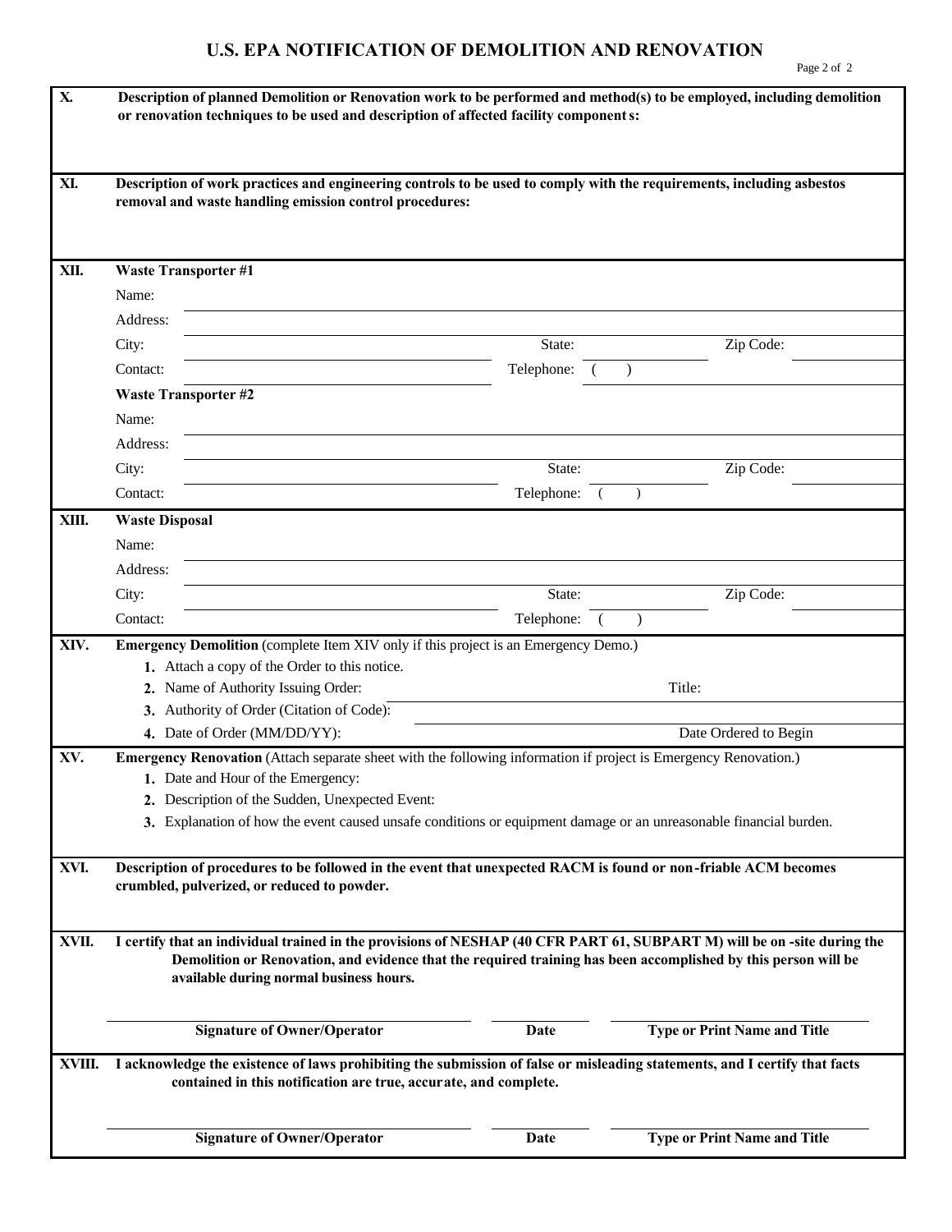# U.S. EPA NOTIFICATION OF DEMOLITION AND RENOVATION

**X.** **Description of planned Demolition or Renovation work to be performed and method(s) to be employed, including demolition or renovation techniques to be used and description of affected facility components:**

**XI.** **Description of work practices and engineering controls to be used to comply with the requirements, including asbestos removal and waste handling emission control procedures:**

**XII.** **Waste Transporter #1**

Name:

Address:

City: State: Zip Code:

Contact: Telephone: ( )

**Waste Transporter #2**

Name:

Address:

City: State: Zip Code:

Contact: Telephone: ( )

**XIII.** **Waste Disposal**

Name:

Address:

City: State: Zip Code:

Contact: Telephone: ( )

**XIV.** **Emergency Demolition** (complete Item XIV only if this project is an Emergency Demo.)

1. Attach a copy of the Order to this notice.
2. Name of Authority Issuing Order: Title:
3. Authority of Order (Citation of Code):
4. Date of Order (MM/DD/YY): Date Ordered to Begin

**XV.** **Emergency Renovation** (Attach separate sheet with the following information if project is Emergency Renovation.)

1. Date and Hour of the Emergency:
2. Description of the Sudden, Unexpected Event:
3. Explanation of how the event caused unsafe conditions or equipment damage or an unreasonable financial burden.

**XVI.** **Description of procedures to be followed in the event that unexpected RACM is found or non-friable ACM becomes crumbled, pulverized, or reduced to powder.**

**XVII.** **I certify that an individual trained in the provisions of NESHAP (40 CFR PART 61, SUBPART M) will be on-site during the Demolition or Renovation, and evidence that the required training has been accomplished by this person will be available during normal business hours.**

| **Signature of Owner/Operator** | **Date** | **Type or Print Name and Title** |
|---|---|---|

**XVIII.** **I acknowledge the existence of laws prohibiting the submission of false or misleading statements, and I certify that facts contained in this notification are true, accurate, and complete.**

| **Signature of Owner/Operator** | **Date** | **Type or Print Name and Title** |
|---|---|---|